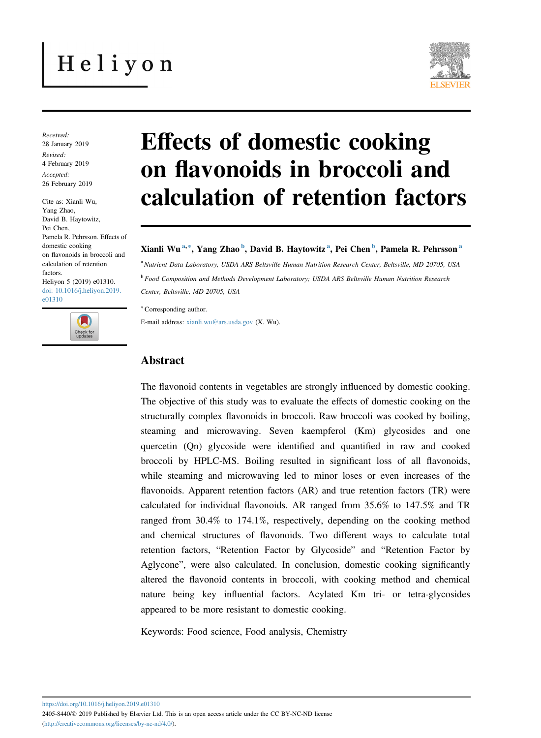Heliyon

Received:
28 January 2019

Revised:
4 February 2019

Accepted:
26 February 2019

Cite as: Xianli Wu, Yang Zhao, David B. Haytowitz, Pei Chen, Pamela R. Pehrsson. Effects of domestic cooking on flavonoids in broccoli and calculation of retention factors. Heliyon 5 (2019) e01310. doi: 10.1016/j.heliyon.2019.e01310

# Effects of domestic cooking on flavonoids in broccoli and calculation of retention factors

**Xianli Wu** [a,*], **Yang Zhao** [b], **David B. Haytowitz** [a], **Pei Chen** [b], **Pamela R. Pehrsson** [a]

[a] *Nutrient Data Laboratory, USDA ARS Beltsville Human Nutrition Research Center, Beltsville, MD 20705, USA*

[b] *Food Composition and Methods Development Laboratory; USDA ARS Beltsville Human Nutrition Research Center, Beltsville, MD 20705, USA*

[*] Corresponding author.

E-mail address: xianli.wu@ars.usda.gov (X. Wu).

## Abstract

The flavonoid contents in vegetables are strongly influenced by domestic cooking. The objective of this study was to evaluate the effects of domestic cooking on the structurally complex flavonoids in broccoli. Raw broccoli was cooked by boiling, steaming and microwaving. Seven kaempferol (Km) glycosides and one quercetin (Qn) glycoside were identified and quantified in raw and cooked broccoli by HPLC-MS. Boiling resulted in significant loss of all flavonoids, while steaming and microwaving led to minor loses or even increases of the flavonoids. Apparent retention factors (AR) and true retention factors (TR) were calculated for individual flavonoids. AR ranged from 35.6% to 147.5% and TR ranged from 30.4% to 174.1%, respectively, depending on the cooking method and chemical structures of flavonoids. Two different ways to calculate total retention factors, "Retention Factor by Glycoside" and "Retention Factor by Aglycone", were also calculated. In conclusion, domestic cooking significantly altered the flavonoid contents in broccoli, with cooking method and chemical nature being key influential factors. Acylated Km tri- or tetra-glycosides appeared to be more resistant to domestic cooking.

Keywords: Food science, Food analysis, Chemistry

https://doi.org/10.1016/j.heliyon.2019.e01310

2405-8440/© 2019 Published by Elsevier Ltd. This is an open access article under the CC BY-NC-ND license (http://creativecommons.org/licenses/by-nc-nd/4.0/).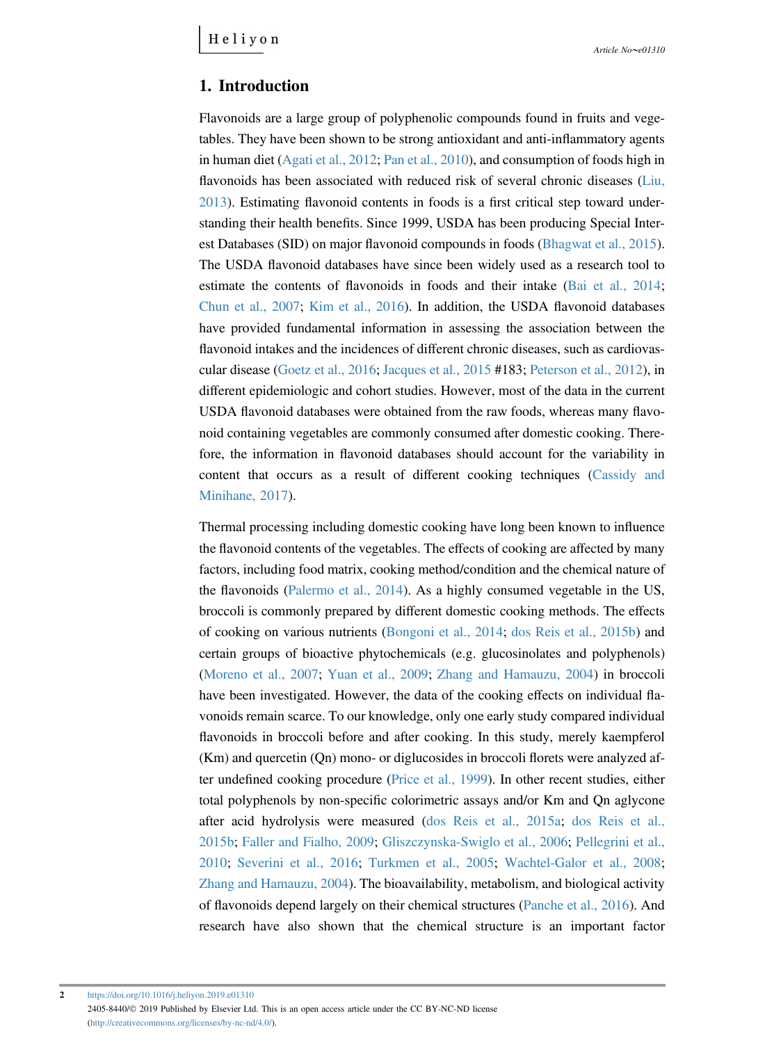## 1. Introduction

Flavonoids are a large group of polyphenolic compounds found in fruits and vegetables. They have been shown to be strong antioxidant and anti-inflammatory agents in human diet (Agati et al., 2012; Pan et al., 2010), and consumption of foods high in flavonoids has been associated with reduced risk of several chronic diseases (Liu, 2013). Estimating flavonoid contents in foods is a first critical step toward understanding their health benefits. Since 1999, USDA has been producing Special Interest Databases (SID) on major flavonoid compounds in foods (Bhagwat et al., 2015). The USDA flavonoid databases have since been widely used as a research tool to estimate the contents of flavonoids in foods and their intake (Bai et al., 2014; Chun et al., 2007; Kim et al., 2016). In addition, the USDA flavonoid databases have provided fundamental information in assessing the association between the flavonoid intakes and the incidences of different chronic diseases, such as cardiovascular disease (Goetz et al., 2016; Jacques et al., 2015 #183; Peterson et al., 2012), in different epidemiologic and cohort studies. However, most of the data in the current USDA flavonoid databases were obtained from the raw foods, whereas many flavonoid containing vegetables are commonly consumed after domestic cooking. Therefore, the information in flavonoid databases should account for the variability in content that occurs as a result of different cooking techniques (Cassidy and Minihane, 2017).

Thermal processing including domestic cooking have long been known to influence the flavonoid contents of the vegetables. The effects of cooking are affected by many factors, including food matrix, cooking method/condition and the chemical nature of the flavonoids (Palermo et al., 2014). As a highly consumed vegetable in the US, broccoli is commonly prepared by different domestic cooking methods. The effects of cooking on various nutrients (Bongoni et al., 2014; dos Reis et al., 2015b) and certain groups of bioactive phytochemicals (e.g. glucosinolates and polyphenols) (Moreno et al., 2007; Yuan et al., 2009; Zhang and Hamauzu, 2004) in broccoli have been investigated. However, the data of the cooking effects on individual flavonoids remain scarce. To our knowledge, only one early study compared individual flavonoids in broccoli before and after cooking. In this study, merely kaempferol (Km) and quercetin (Qn) mono- or diglucosides in broccoli florets were analyzed after undefined cooking procedure (Price et al., 1999). In other recent studies, either total polyphenols by non-specific colorimetric assays and/or Km and Qn aglycone after acid hydrolysis were measured (dos Reis et al., 2015a; dos Reis et al., 2015b; Faller and Fialho, 2009; Gliszczynska-Swiglo et al., 2006; Pellegrini et al., 2010; Severini et al., 2016; Turkmen et al., 2005; Wachtel-Galor et al., 2008; Zhang and Hamauzu, 2004). The bioavailability, metabolism, and biological activity of flavonoids depend largely on their chemical structures (Panche et al., 2016). And research have also shown that the chemical structure is an important factor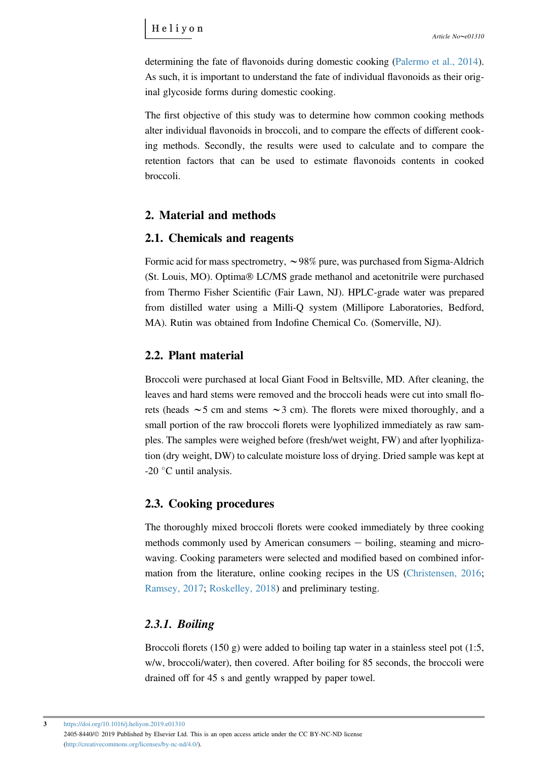determining the fate of flavonoids during domestic cooking (Palermo et al., 2014). As such, it is important to understand the fate of individual flavonoids as their original glycoside forms during domestic cooking.

The first objective of this study was to determine how common cooking methods alter individual flavonoids in broccoli, and to compare the effects of different cooking methods. Secondly, the results were used to calculate and to compare the retention factors that can be used to estimate flavonoids contents in cooked broccoli.

## 2. Material and methods

### 2.1. Chemicals and reagents

Formic acid for mass spectrometry, ~98% pure, was purchased from Sigma-Aldrich (St. Louis, MO). Optima® LC/MS grade methanol and acetonitrile were purchased from Thermo Fisher Scientific (Fair Lawn, NJ). HPLC-grade water was prepared from distilled water using a Milli-Q system (Millipore Laboratories, Bedford, MA). Rutin was obtained from Indofine Chemical Co. (Somerville, NJ).

### 2.2. Plant material

Broccoli were purchased at local Giant Food in Beltsville, MD. After cleaning, the leaves and hard stems were removed and the broccoli heads were cut into small florets (heads ~5 cm and stems ~3 cm). The florets were mixed thoroughly, and a small portion of the raw broccoli florets were lyophilized immediately as raw samples. The samples were weighed before (fresh/wet weight, FW) and after lyophilization (dry weight, DW) to calculate moisture loss of drying. Dried sample was kept at -20 °C until analysis.

### 2.3. Cooking procedures

The thoroughly mixed broccoli florets were cooked immediately by three cooking methods commonly used by American consumers − boiling, steaming and microwaving. Cooking parameters were selected and modified based on combined information from the literature, online cooking recipes in the US (Christensen, 2016; Ramsey, 2017; Roskelley, 2018) and preliminary testing.

#### *2.3.1. Boiling*

Broccoli florets (150 g) were added to boiling tap water in a stainless steel pot (1:5, w/w, broccoli/water), then covered. After boiling for 85 seconds, the broccoli were drained off for 45 s and gently wrapped by paper towel.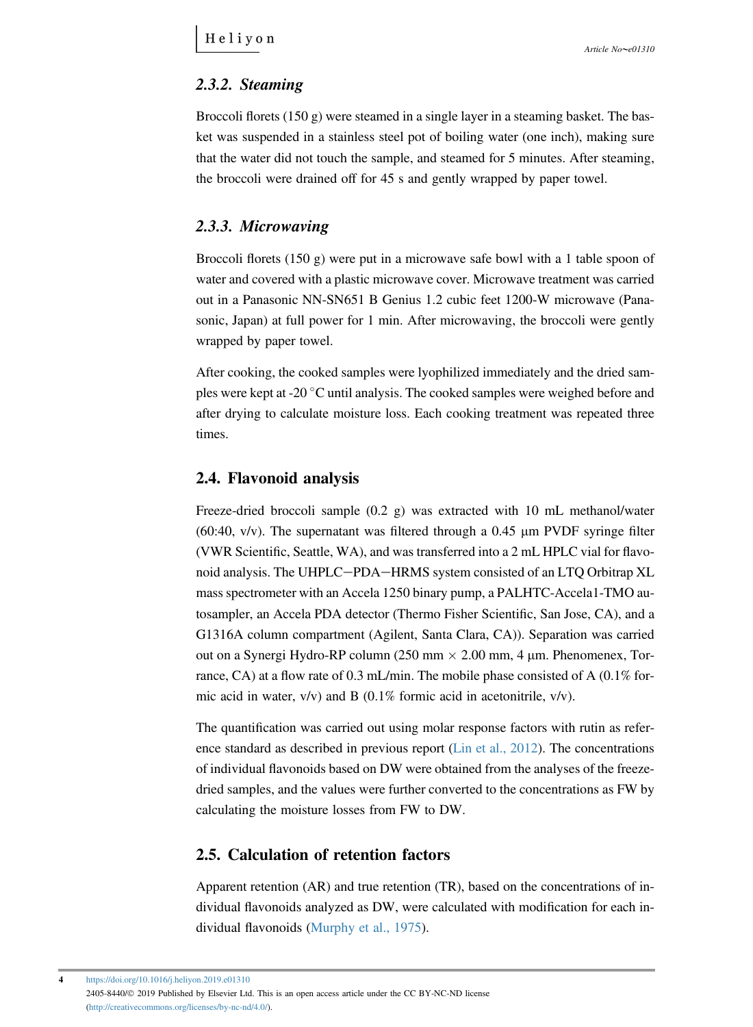### 2.3.2. Steaming

Broccoli florets (150 g) were steamed in a single layer in a steaming basket. The basket was suspended in a stainless steel pot of boiling water (one inch), making sure that the water did not touch the sample, and steamed for 5 minutes. After steaming, the broccoli were drained off for 45 s and gently wrapped by paper towel.

### 2.3.3. Microwaving

Broccoli florets (150 g) were put in a microwave safe bowl with a 1 table spoon of water and covered with a plastic microwave cover. Microwave treatment was carried out in a Panasonic NN-SN651 B Genius 1.2 cubic feet 1200-W microwave (Panasonic, Japan) at full power for 1 min. After microwaving, the broccoli were gently wrapped by paper towel.

After cooking, the cooked samples were lyophilized immediately and the dried samples were kept at -20 °C until analysis. The cooked samples were weighed before and after drying to calculate moisture loss. Each cooking treatment was repeated three times.

## 2.4. Flavonoid analysis

Freeze-dried broccoli sample (0.2 g) was extracted with 10 mL methanol/water (60:40, v/v). The supernatant was filtered through a 0.45 μm PVDF syringe filter (VWR Scientific, Seattle, WA), and was transferred into a 2 mL HPLC vial for flavonoid analysis. The UHPLC−PDA−HRMS system consisted of an LTQ Orbitrap XL mass spectrometer with an Accela 1250 binary pump, a PALHTC-Accela1-TMO autosampler, an Accela PDA detector (Thermo Fisher Scientific, San Jose, CA), and a G1316A column compartment (Agilent, Santa Clara, CA)). Separation was carried out on a Synergi Hydro-RP column (250 mm × 2.00 mm, 4 μm. Phenomenex, Torrance, CA) at a flow rate of 0.3 mL/min. The mobile phase consisted of A (0.1% formic acid in water, v/v) and B (0.1% formic acid in acetonitrile, v/v).

The quantification was carried out using molar response factors with rutin as reference standard as described in previous report (Lin et al., 2012). The concentrations of individual flavonoids based on DW were obtained from the analyses of the freeze-dried samples, and the values were further converted to the concentrations as FW by calculating the moisture losses from FW to DW.

## 2.5. Calculation of retention factors

Apparent retention (AR) and true retention (TR), based on the concentrations of individual flavonoids analyzed as DW, were calculated with modification for each individual flavonoids (Murphy et al., 1975).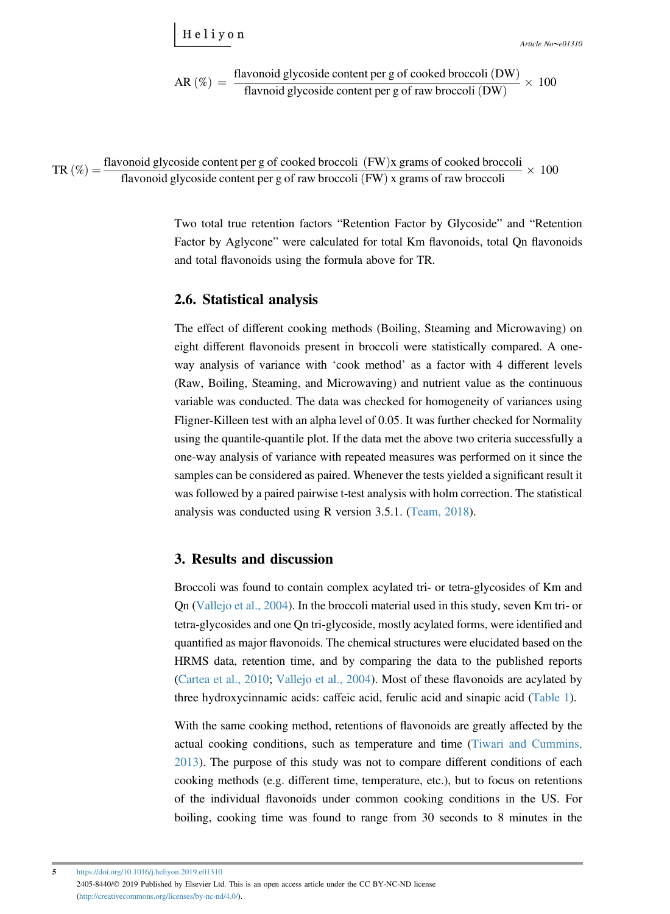$$\text{AR}\ (\%) = \frac{\text{flavonoid glycoside content per g of cooked broccoli (DW)}}{\text{flavnoid glycoside content per g of raw broccoli (DW)}} \times 100$$

$$\text{TR}\ (\%) = \frac{\text{flavonoid glycoside content per g of cooked broccoli (FW)x grams of cooked broccoli}}{\text{flavonoid glycoside content per g of raw broccoli (FW) x grams of raw broccoli}} \times 100$$

Two total true retention factors "Retention Factor by Glycoside" and "Retention Factor by Aglycone" were calculated for total Km flavonoids, total Qn flavonoids and total flavonoids using the formula above for TR.

## 2.6. Statistical analysis

The effect of different cooking methods (Boiling, Steaming and Microwaving) on eight different flavonoids present in broccoli were statistically compared. A one-way analysis of variance with 'cook method' as a factor with 4 different levels (Raw, Boiling, Steaming, and Microwaving) and nutrient value as the continuous variable was conducted. The data was checked for homogeneity of variances using Fligner-Killeen test with an alpha level of 0.05. It was further checked for Normality using the quantile-quantile plot. If the data met the above two criteria successfully a one-way analysis of variance with repeated measures was performed on it since the samples can be considered as paired. Whenever the tests yielded a significant result it was followed by a paired pairwise t-test analysis with holm correction. The statistical analysis was conducted using R version 3.5.1. (Team, 2018).

# 3. Results and discussion

Broccoli was found to contain complex acylated tri- or tetra-glycosides of Km and Qn (Vallejo et al., 2004). In the broccoli material used in this study, seven Km tri- or tetra-glycosides and one Qn tri-glycoside, mostly acylated forms, were identified and quantified as major flavonoids. The chemical structures were elucidated based on the HRMS data, retention time, and by comparing the data to the published reports (Cartea et al., 2010; Vallejo et al., 2004). Most of these flavonoids are acylated by three hydroxycinnamic acids: caffeic acid, ferulic acid and sinapic acid (Table 1).

With the same cooking method, retentions of flavonoids are greatly affected by the actual cooking conditions, such as temperature and time (Tiwari and Cummins, 2013). The purpose of this study was not to compare different conditions of each cooking methods (e.g. different time, temperature, etc.), but to focus on retentions of the individual flavonoids under common cooking conditions in the US. For boiling, cooking time was found to range from 30 seconds to 8 minutes in the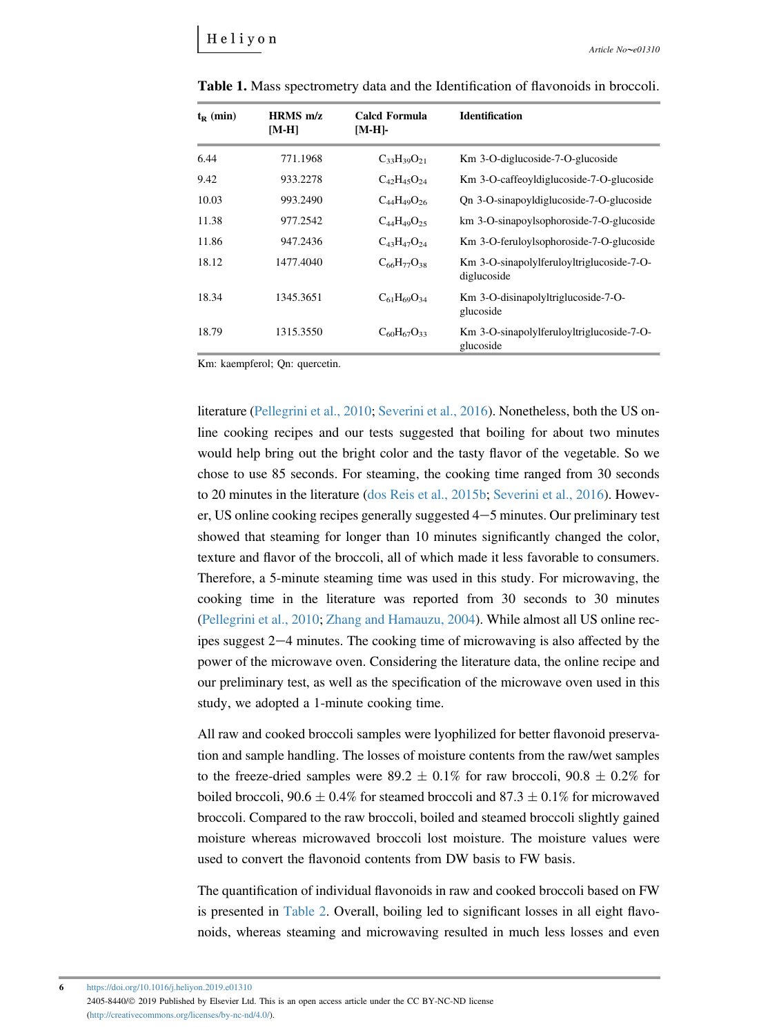**Table 1.** Mass spectrometry data and the Identification of flavonoids in broccoli.

| $t_R$ (min) | HRMS m/z [M-H] | Calcd Formula [M-H]- | Identification |
|---|---|---|---|
| 6.44 | 771.1968 | $C_{33}H_{39}O_{21}$ | Km 3-O-diglucoside-7-O-glucoside |
| 9.42 | 933.2278 | $C_{42}H_{45}O_{24}$ | Km 3-O-caffeoyldiglucoside-7-O-glucoside |
| 10.03 | 993.2490 | $C_{44}H_{49}O_{26}$ | Qn 3-O-sinapoyldiglucoside-7-O-glucoside |
| 11.38 | 977.2542 | $C_{44}H_{49}O_{25}$ | km 3-O-sinapoylsophoroside-7-O-glucoside |
| 11.86 | 947.2436 | $C_{43}H_{47}O_{24}$ | Km 3-O-feruloylsophoroside-7-O-glucoside |
| 18.12 | 1477.4040 | $C_{66}H_{77}O_{38}$ | Km 3-O-sinapolylferuloyltriglucoside-7-O-diglucoside |
| 18.34 | 1345.3651 | $C_{61}H_{69}O_{34}$ | Km 3-O-disinapolyltriglucoside-7-O-glucoside |
| 18.79 | 1315.3550 | $C_{60}H_{67}O_{33}$ | Km 3-O-sinapolylferuloyltriglucoside-7-O-glucoside |

Km: kaempferol; Qn: quercetin.

literature (Pellegrini et al., 2010; Severini et al., 2016). Nonetheless, both the US online cooking recipes and our tests suggested that boiling for about two minutes would help bring out the bright color and the tasty flavor of the vegetable. So we chose to use 85 seconds. For steaming, the cooking time ranged from 30 seconds to 20 minutes in the literature (dos Reis et al., 2015b; Severini et al., 2016). However, US online cooking recipes generally suggested 4−5 minutes. Our preliminary test showed that steaming for longer than 10 minutes significantly changed the color, texture and flavor of the broccoli, all of which made it less favorable to consumers. Therefore, a 5-minute steaming time was used in this study. For microwaving, the cooking time in the literature was reported from 30 seconds to 30 minutes (Pellegrini et al., 2010; Zhang and Hamauzu, 2004). While almost all US online recipes suggest 2−4 minutes. The cooking time of microwaving is also affected by the power of the microwave oven. Considering the literature data, the online recipe and our preliminary test, as well as the specification of the microwave oven used in this study, we adopted a 1-minute cooking time.

All raw and cooked broccoli samples were lyophilized for better flavonoid preservation and sample handling. The losses of moisture contents from the raw/wet samples to the freeze-dried samples were 89.2 ± 0.1% for raw broccoli, 90.8 ± 0.2% for boiled broccoli, 90.6 ± 0.4% for steamed broccoli and 87.3 ± 0.1% for microwaved broccoli. Compared to the raw broccoli, boiled and steamed broccoli slightly gained moisture whereas microwaved broccoli lost moisture. The moisture values were used to convert the flavonoid contents from DW basis to FW basis.

The quantification of individual flavonoids in raw and cooked broccoli based on FW is presented in Table 2. Overall, boiling led to significant losses in all eight flavonoids, whereas steaming and microwaving resulted in much less losses and even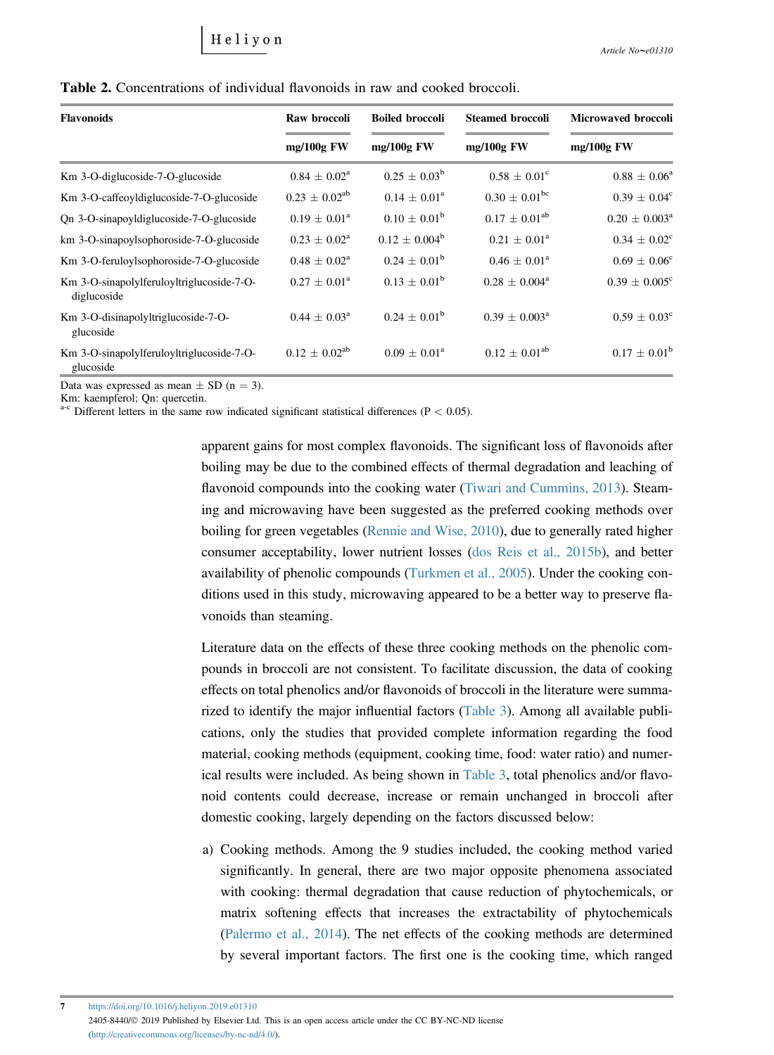**Table 2.** Concentrations of individual flavonoids in raw and cooked broccoli.

| Flavonoids | Raw broccoli | Boiled broccoli | Steamed broccoli | Microwaved broccoli |
|---|---|---|---|---|
| | mg/100g FW | mg/100g FW | mg/100g FW | mg/100g FW |
| Km 3-O-diglucoside-7-O-glucoside | 0.84 ± 0.02[a] | 0.25 ± 0.03[b] | 0.58 ± 0.01[c] | 0.88 ± 0.06[a] |
| Km 3-O-caffeoyldiglucoside-7-O-glucoside | 0.23 ± 0.02[ab] | 0.14 ± 0.01[a] | 0.30 ± 0.01[bc] | 0.39 ± 0.04[c] |
| Qn 3-O-sinapoyldiglucoside-7-O-glucoside | 0.19 ± 0.01[a] | 0.10 ± 0.01[b] | 0.17 ± 0.01[ab] | 0.20 ± 0.003[a] |
| km 3-O-sinapoylsophoroside-7-O-glucoside | 0.23 ± 0.02[a] | 0.12 ± 0.004[b] | 0.21 ± 0.01[a] | 0.34 ± 0.02[c] |
| Km 3-O-feruloylsophoroside-7-O-glucoside | 0.48 ± 0.02[a] | 0.24 ± 0.01[b] | 0.46 ± 0.01[a] | 0.69 ± 0.06[c] |
| Km 3-O-sinapolylferuloyltriglucoside-7-O-diglucoside | 0.27 ± 0.01[a] | 0.13 ± 0.01[b] | 0.28 ± 0.004[a] | 0.39 ± 0.005[c] |
| Km 3-O-disinapolyltriglucoside-7-O-glucoside | 0.44 ± 0.03[a] | 0.24 ± 0.01[b] | 0.39 ± 0.003[a] | 0.59 ± 0.03[c] |
| Km 3-O-sinapolylferuloyltriglucoside-7-O-glucoside | 0.12 ± 0.02[ab] | 0.09 ± 0.01[a] | 0.12 ± 0.01[ab] | 0.17 ± 0.01[b] |

Data was expressed as mean ± SD (n = 3).
Km: kaempferol; Qn: quercetin.
[a-c] Different letters in the same row indicated significant statistical differences ($P < 0.05$).

apparent gains for most complex flavonoids. The significant loss of flavonoids after boiling may be due to the combined effects of thermal degradation and leaching of flavonoid compounds into the cooking water (Tiwari and Cummins, 2013). Steaming and microwaving have been suggested as the preferred cooking methods over boiling for green vegetables (Rennie and Wise, 2010), due to generally rated higher consumer acceptability, lower nutrient losses (dos Reis et al., 2015b), and better availability of phenolic compounds (Turkmen et al., 2005). Under the cooking conditions used in this study, microwaving appeared to be a better way to preserve flavonoids than steaming.

Literature data on the effects of these three cooking methods on the phenolic compounds in broccoli are not consistent. To facilitate discussion, the data of cooking effects on total phenolics and/or flavonoids of broccoli in the literature were summarized to identify the major influential factors (Table 3). Among all available publications, only the studies that provided complete information regarding the food material, cooking methods (equipment, cooking time, food: water ratio) and numerical results were included. As being shown in Table 3, total phenolics and/or flavonoid contents could decrease, increase or remain unchanged in broccoli after domestic cooking, largely depending on the factors discussed below:

a) Cooking methods. Among the 9 studies included, the cooking method varied significantly. In general, there are two major opposite phenomena associated with cooking: thermal degradation that cause reduction of phytochemicals, or matrix softening effects that increases the extractability of phytochemicals (Palermo et al., 2014). The net effects of the cooking methods are determined by several important factors. The first one is the cooking time, which ranged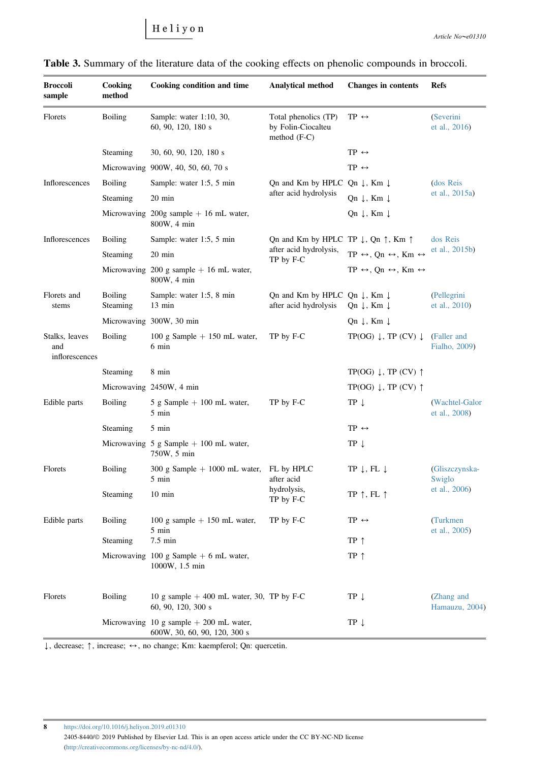**Table 3.** Summary of the literature data of the cooking effects on phenolic compounds in broccoli.

| Broccoli sample | Cooking method | Cooking condition and time | Analytical method | Changes in contents | Refs |
|---|---|---|---|---|---|
| Florets | Boiling | Sample: water 1:10, 30, 60, 90, 120, 180 s | Total phenolics (TP) by Folin-Ciocalteu method (F-C) | TP ↔ | (Severini et al., 2016) |
| | Steaming | 30, 60, 90, 120, 180 s | | TP ↔ | |
| | Microwaving | 900W, 40, 50, 60, 70 s | | TP ↔ | |
| Inflorescences | Boiling | Sample: water 1:5, 5 min | Qn and Km by HPLC after acid hydrolysis | Qn ↓, Km ↓ | (dos Reis et al., 2015a) |
| | Steaming | 20 min | | Qn ↓, Km ↓ | |
| | Microwaving | 200g sample + 16 mL water, 800W, 4 min | | Qn ↓, Km ↓ | |
| Inflorescences | Boiling | Sample: water 1:5, 5 min | Qn and Km by HPLC after acid hydrolysis, TP by F-C | TP ↓, Qn ↑, Km ↑ | dos Reis et al., 2015b) |
| | Steaming | 20 min | | TP ↔, Qn ↔, Km ↔ | |
| | Microwaving | 200 g sample + 16 mL water, 800W, 4 min | | TP ↔, Qn ↔, Km ↔ | |
| Florets and stems | Boiling | Sample: water 1:5, 8 min | Qn and Km by HPLC after acid hydrolysis | Qn ↓, Km ↓ | (Pellegrini et al., 2010) |
| | Steaming | 13 min | | Qn ↓, Km ↓ | |
| | Microwaving | 300W, 30 min | | Qn ↓, Km ↓ | |
| Stalks, leaves and inflorescences | Boiling | 100 g Sample + 150 mL water, 6 min | TP by F-C | TP(OG) ↓, TP (CV) ↓ | (Faller and Fialho, 2009) |
| | Steaming | 8 min | | TP(OG) ↓, TP (CV) ↑ | |
| | Microwaving | 2450W, 4 min | | TP(OG) ↓, TP (CV) ↑ | |
| Edible parts | Boiling | 5 g Sample + 100 mL water, 5 min | TP by F-C | TP ↓ | (Wachtel-Galor et al., 2008) |
| | Steaming | 5 min | | TP ↔ | |
| | Microwaving | 5 g Sample + 100 mL water, 750W, 5 min | | TP ↓ | |
| Florets | Boiling | 300 g Sample + 1000 mL water, 5 min | FL by HPLC after acid hydrolysis, TP by F-C | TP ↓, FL ↓ | (Gliszczynska-Swiglo et al., 2006) |
| | Steaming | 10 min | | TP ↑, FL ↑ | |
| Edible parts | Boiling | 100 g sample + 150 mL water, 5 min | TP by F-C | TP ↔ | (Turkmen et al., 2005) |
| | Steaming | 7.5 min | | TP ↑ | |
| | Microwaving | 100 g Sample + 6 mL water, 1000W, 1.5 min | | TP ↑ | |
| Florets | Boiling | 10 g sample + 400 mL water, 30, 60, 90, 120, 300 s | TP by F-C | TP ↓ | (Zhang and Hamauzu, 2004) |
| | Microwaving | 10 g sample + 200 mL water, 600W, 30, 60, 90, 120, 300 s | | TP ↓ | |

↓, decrease; ↑, increase; ↔, no change; Km: kaempferol; Qn: quercetin.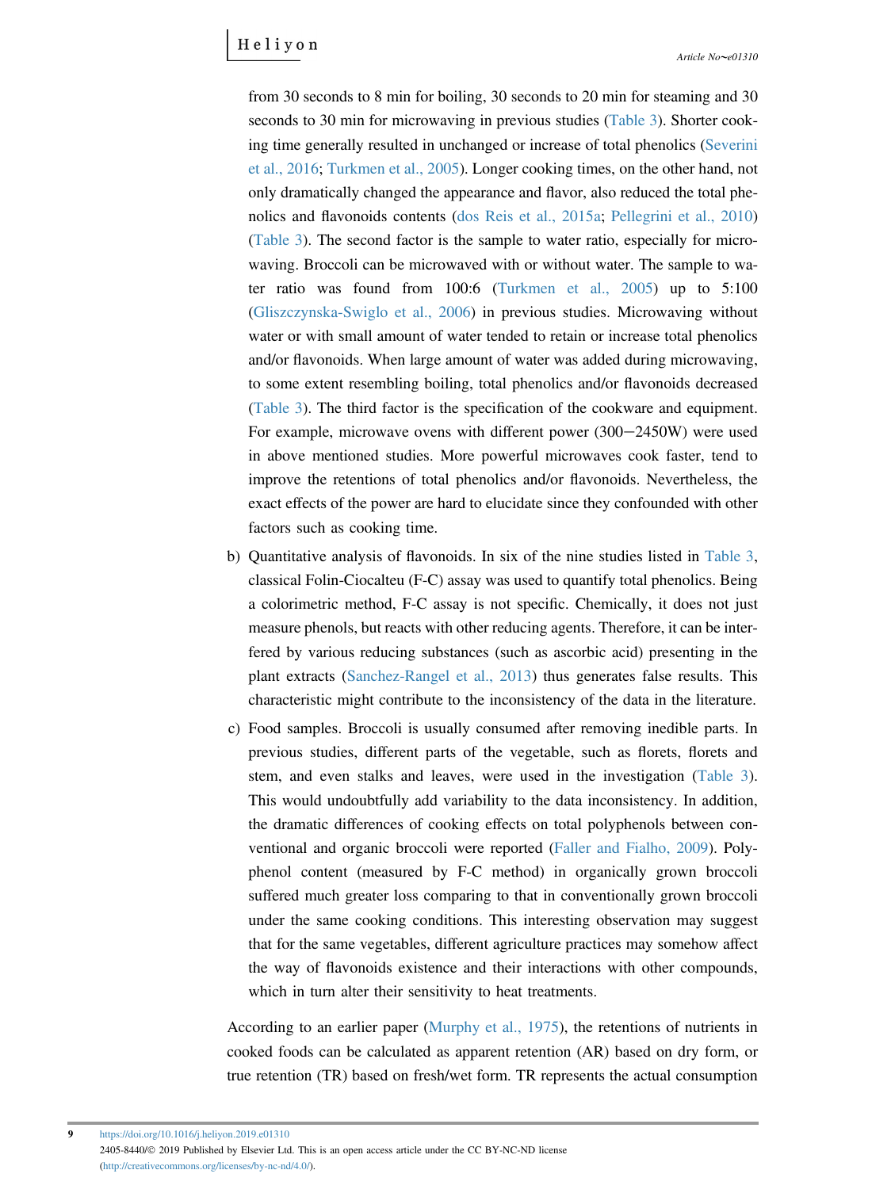from 30 seconds to 8 min for boiling, 30 seconds to 20 min for steaming and 30 seconds to 30 min for microwaving in previous studies (Table 3). Shorter cooking time generally resulted in unchanged or increase of total phenolics (Severini et al., 2016; Turkmen et al., 2005). Longer cooking times, on the other hand, not only dramatically changed the appearance and flavor, also reduced the total phenolics and flavonoids contents (dos Reis et al., 2015a; Pellegrini et al., 2010) (Table 3). The second factor is the sample to water ratio, especially for microwaving. Broccoli can be microwaved with or without water. The sample to water ratio was found from 100:6 (Turkmen et al., 2005) up to 5:100 (Gliszczynska-Swiglo et al., 2006) in previous studies. Microwaving without water or with small amount of water tended to retain or increase total phenolics and/or flavonoids. When large amount of water was added during microwaving, to some extent resembling boiling, total phenolics and/or flavonoids decreased (Table 3). The third factor is the specification of the cookware and equipment. For example, microwave ovens with different power (300−2450W) were used in above mentioned studies. More powerful microwaves cook faster, tend to improve the retentions of total phenolics and/or flavonoids. Nevertheless, the exact effects of the power are hard to elucidate since they confounded with other factors such as cooking time.

b) Quantitative analysis of flavonoids. In six of the nine studies listed in Table 3, classical Folin-Ciocalteu (F-C) assay was used to quantify total phenolics. Being a colorimetric method, F-C assay is not specific. Chemically, it does not just measure phenols, but reacts with other reducing agents. Therefore, it can be interfered by various reducing substances (such as ascorbic acid) presenting in the plant extracts (Sanchez-Rangel et al., 2013) thus generates false results. This characteristic might contribute to the inconsistency of the data in the literature.

c) Food samples. Broccoli is usually consumed after removing inedible parts. In previous studies, different parts of the vegetable, such as florets, florets and stem, and even stalks and leaves, were used in the investigation (Table 3). This would undoubtfully add variability to the data inconsistency. In addition, the dramatic differences of cooking effects on total polyphenols between conventional and organic broccoli were reported (Faller and Fialho, 2009). Polyphenol content (measured by F-C method) in organically grown broccoli suffered much greater loss comparing to that in conventionally grown broccoli under the same cooking conditions. This interesting observation may suggest that for the same vegetables, different agriculture practices may somehow affect the way of flavonoids existence and their interactions with other compounds, which in turn alter their sensitivity to heat treatments.

According to an earlier paper (Murphy et al., 1975), the retentions of nutrients in cooked foods can be calculated as apparent retention (AR) based on dry form, or true retention (TR) based on fresh/wet form. TR represents the actual consumption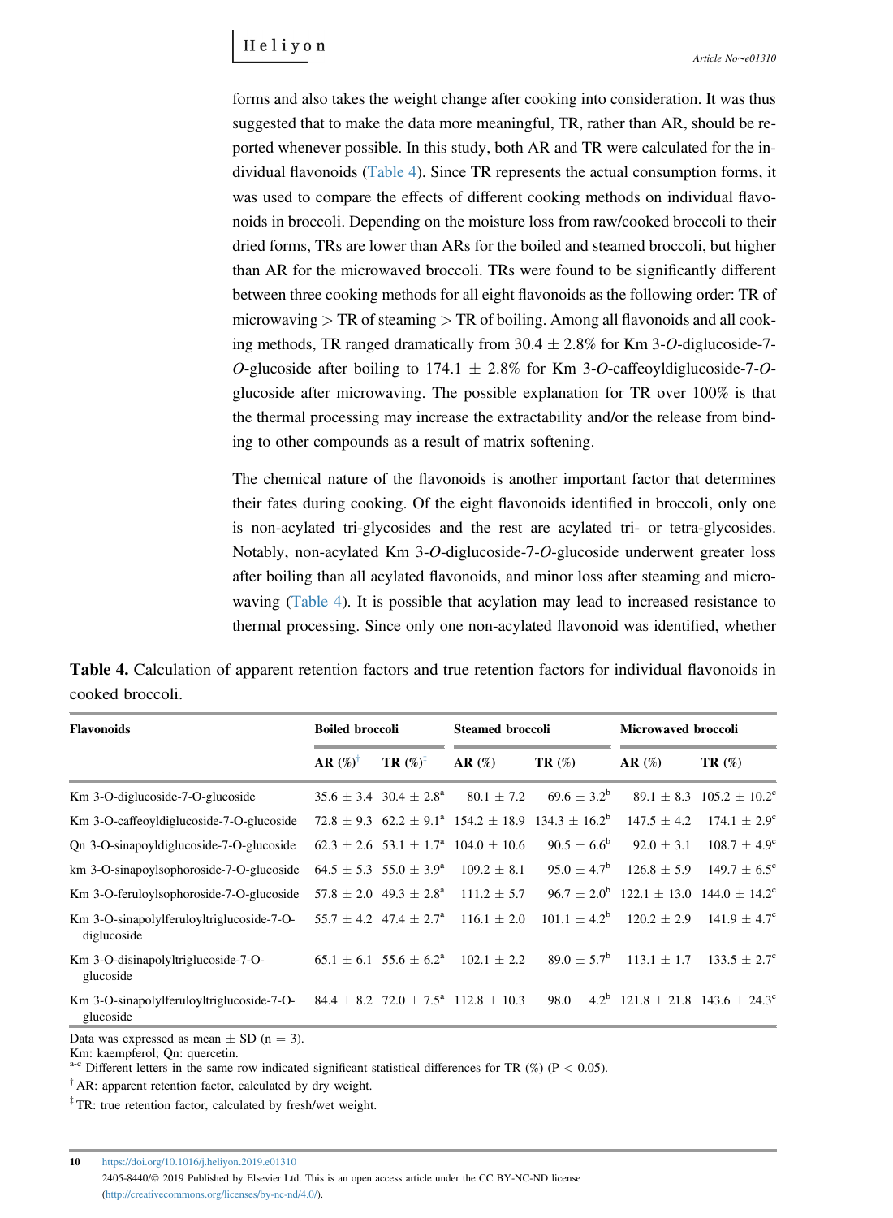forms and also takes the weight change after cooking into consideration. It was thus suggested that to make the data more meaningful, TR, rather than AR, should be reported whenever possible. In this study, both AR and TR were calculated for the individual flavonoids (Table 4). Since TR represents the actual consumption forms, it was used to compare the effects of different cooking methods on individual flavonoids in broccoli. Depending on the moisture loss from raw/cooked broccoli to their dried forms, TRs are lower than ARs for the boiled and steamed broccoli, but higher than AR for the microwaved broccoli. TRs were found to be significantly different between three cooking methods for all eight flavonoids as the following order: TR of microwaving > TR of steaming > TR of boiling. Among all flavonoids and all cooking methods, TR ranged dramatically from 30.4 ± 2.8% for Km 3-*O*-diglucoside-7-*O*-glucoside after boiling to 174.1 ± 2.8% for Km 3-*O*-caffeoyldiglucoside-7-*O*-glucoside after microwaving. The possible explanation for TR over 100% is that the thermal processing may increase the extractability and/or the release from binding to other compounds as a result of matrix softening.

The chemical nature of the flavonoids is another important factor that determines their fates during cooking. Of the eight flavonoids identified in broccoli, only one is non-acylated tri-glycosides and the rest are acylated tri- or tetra-glycosides. Notably, non-acylated Km 3-*O*-diglucoside-7-*O*-glucoside underwent greater loss after boiling than all acylated flavonoids, and minor loss after steaming and microwaving (Table 4). It is possible that acylation may lead to increased resistance to thermal processing. Since only one non-acylated flavonoid was identified, whether

**Table 4.** Calculation of apparent retention factors and true retention factors for individual flavonoids in cooked broccoli.

| Flavonoids | Boiled broccoli | | Steamed broccoli | | Microwaved broccoli | |
|---|---|---|---|---|---|---|
| | AR (%)[†] | TR (%)[‡] | AR (%) | TR (%) | AR (%) | TR (%) |
| Km 3-O-diglucoside-7-O-glucoside | 35.6 ± 3.4 | 30.4 ± 2.8[a] | 80.1 ± 7.2 | 69.6 ± 3.2[b] | 89.1 ± 8.3 | 105.2 ± 10.2[c] |
| Km 3-O-caffeoyldiglucoside-7-O-glucoside | 72.8 ± 9.3 | 62.2 ± 9.1[a] | 154.2 ± 18.9 | 134.3 ± 16.2[b] | 147.5 ± 4.2 | 174.1 ± 2.9[c] |
| Qn 3-O-sinapoyldiglucoside-7-O-glucoside | 62.3 ± 2.6 | 53.1 ± 1.7[a] | 104.0 ± 10.6 | 90.5 ± 6.6[b] | 92.0 ± 3.1 | 108.7 ± 4.9[c] |
| km 3-O-sinapoylsophoroside-7-O-glucoside | 64.5 ± 5.3 | 55.0 ± 3.9[a] | 109.2 ± 8.1 | 95.0 ± 4.7[b] | 126.8 ± 5.9 | 149.7 ± 6.5[c] |
| Km 3-O-feruloylsophoroside-7-O-glucoside | 57.8 ± 2.0 | 49.3 ± 2.8[a] | 111.2 ± 5.7 | 96.7 ± 2.0[b] | 122.1 ± 13.0 | 144.0 ± 14.2[c] |
| Km 3-O-sinapolylferuloyltriglucoside-7-O-diglucoside | 55.7 ± 4.2 | 47.4 ± 2.7[a] | 116.1 ± 2.0 | 101.1 ± 4.2[b] | 120.2 ± 2.9 | 141.9 ± 4.7[c] |
| Km 3-O-disinapolyltriglucoside-7-O-glucoside | 65.1 ± 6.1 | 55.6 ± 6.2[a] | 102.1 ± 2.2 | 89.0 ± 5.7[b] | 113.1 ± 1.7 | 133.5 ± 2.7[c] |
| Km 3-O-sinapolylferuloyltriglucoside-7-O-glucoside | 84.4 ± 8.2 | 72.0 ± 7.5[a] | 112.8 ± 10.3 | 98.0 ± 4.2[b] | 121.8 ± 21.8 | 143.6 ± 24.3[c] |

Data was expressed as mean ± SD (n = 3).
Km: kaempferol; Qn: quercetin.
[a–c] Different letters in the same row indicated significant statistical differences for TR (%) ($P < 0.05$).
[†] AR: apparent retention factor, calculated by dry weight.
[‡] TR: true retention factor, calculated by fresh/wet weight.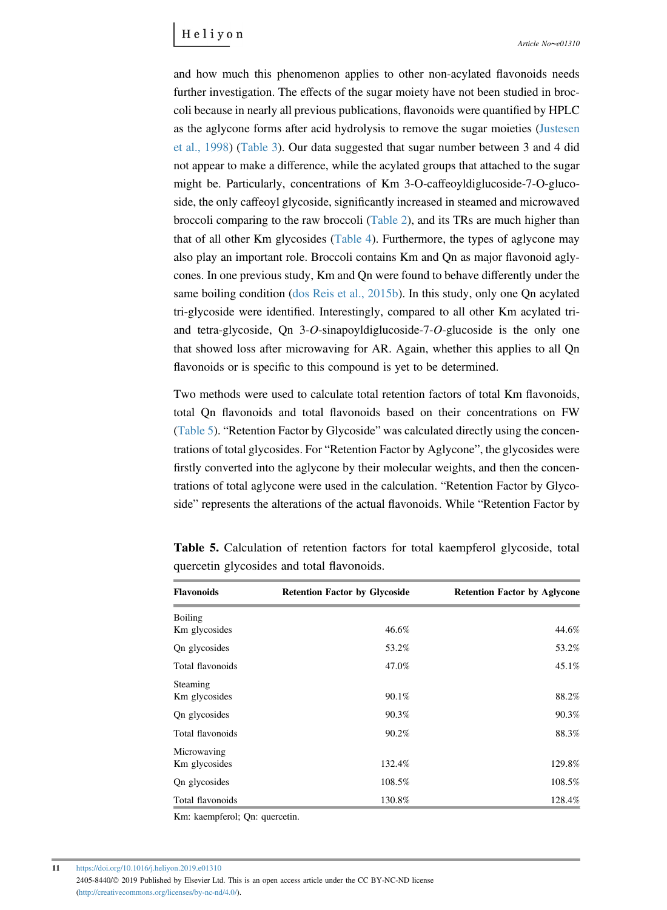and how much this phenomenon applies to other non-acylated flavonoids needs further investigation. The effects of the sugar moiety have not been studied in broccoli because in nearly all previous publications, flavonoids were quantified by HPLC as the aglycone forms after acid hydrolysis to remove the sugar moieties (Justesen et al., 1998) (Table 3). Our data suggested that sugar number between 3 and 4 did not appear to make a difference, while the acylated groups that attached to the sugar might be. Particularly, concentrations of Km 3-O-caffeoyldiglucoside-7-O-glucoside, the only caffeoyl glycoside, significantly increased in steamed and microwaved broccoli comparing to the raw broccoli (Table 2), and its TRs are much higher than that of all other Km glycosides (Table 4). Furthermore, the types of aglycone may also play an important role. Broccoli contains Km and Qn as major flavonoid aglycones. In one previous study, Km and Qn were found to behave differently under the same boiling condition (dos Reis et al., 2015b). In this study, only one Qn acylated tri-glycoside were identified. Interestingly, compared to all other Km acylated tri- and tetra-glycoside, Qn 3-*O*-sinapoyldiglucoside-7-*O*-glucoside is the only one that showed loss after microwaving for AR. Again, whether this applies to all Qn flavonoids or is specific to this compound is yet to be determined.

Two methods were used to calculate total retention factors of total Km flavonoids, total Qn flavonoids and total flavonoids based on their concentrations on FW (Table 5). "Retention Factor by Glycoside" was calculated directly using the concentrations of total glycosides. For "Retention Factor by Aglycone", the glycosides were firstly converted into the aglycone by their molecular weights, and then the concentrations of total aglycone were used in the calculation. "Retention Factor by Glycoside" represents the alterations of the actual flavonoids. While "Retention Factor by

**Table 5.** Calculation of retention factors for total kaempferol glycoside, total quercetin glycosides and total flavonoids.

| Flavonoids | Retention Factor by Glycoside | Retention Factor by Aglycone |
|---|---|---|
| Boiling | | |
| Km glycosides | 46.6% | 44.6% |
| Qn glycosides | 53.2% | 53.2% |
| Total flavonoids | 47.0% | 45.1% |
| Steaming | | |
| Km glycosides | 90.1% | 88.2% |
| Qn glycosides | 90.3% | 90.3% |
| Total flavonoids | 90.2% | 88.3% |
| Microwaving | | |
| Km glycosides | 132.4% | 129.8% |
| Qn glycosides | 108.5% | 108.5% |
| Total flavonoids | 130.8% | 128.4% |

Km: kaempferol; Qn: quercetin.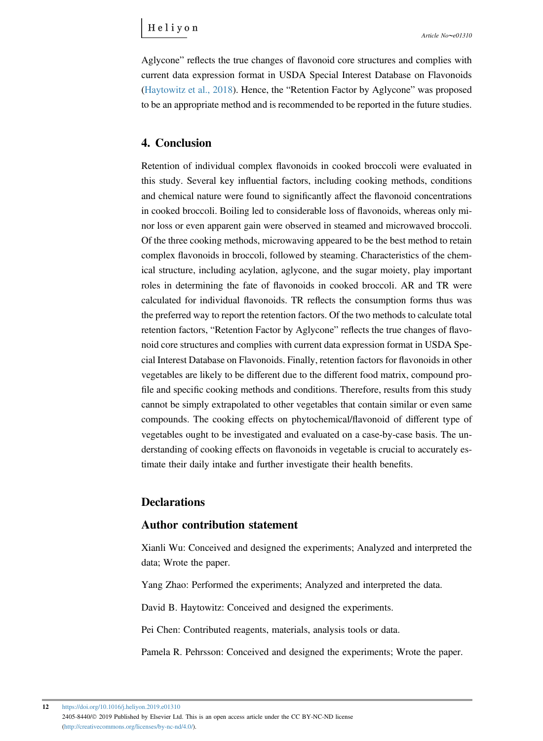Aglycone" reflects the true changes of flavonoid core structures and complies with current data expression format in USDA Special Interest Database on Flavonoids (Haytowitz et al., 2018). Hence, the "Retention Factor by Aglycone" was proposed to be an appropriate method and is recommended to be reported in the future studies.

## 4. Conclusion

Retention of individual complex flavonoids in cooked broccoli were evaluated in this study. Several key influential factors, including cooking methods, conditions and chemical nature were found to significantly affect the flavonoid concentrations in cooked broccoli. Boiling led to considerable loss of flavonoids, whereas only minor loss or even apparent gain were observed in steamed and microwaved broccoli. Of the three cooking methods, microwaving appeared to be the best method to retain complex flavonoids in broccoli, followed by steaming. Characteristics of the chemical structure, including acylation, aglycone, and the sugar moiety, play important roles in determining the fate of flavonoids in cooked broccoli. AR and TR were calculated for individual flavonoids. TR reflects the consumption forms thus was the preferred way to report the retention factors. Of the two methods to calculate total retention factors, "Retention Factor by Aglycone" reflects the true changes of flavonoid core structures and complies with current data expression format in USDA Special Interest Database on Flavonoids. Finally, retention factors for flavonoids in other vegetables are likely to be different due to the different food matrix, compound profile and specific cooking methods and conditions. Therefore, results from this study cannot be simply extrapolated to other vegetables that contain similar or even same compounds. The cooking effects on phytochemical/flavonoid of different type of vegetables ought to be investigated and evaluated on a case-by-case basis. The understanding of cooking effects on flavonoids in vegetable is crucial to accurately estimate their daily intake and further investigate their health benefits.

## Declarations

### Author contribution statement

Xianli Wu: Conceived and designed the experiments; Analyzed and interpreted the data; Wrote the paper.

Yang Zhao: Performed the experiments; Analyzed and interpreted the data.

David B. Haytowitz: Conceived and designed the experiments.

Pei Chen: Contributed reagents, materials, analysis tools or data.

Pamela R. Pehrsson: Conceived and designed the experiments; Wrote the paper.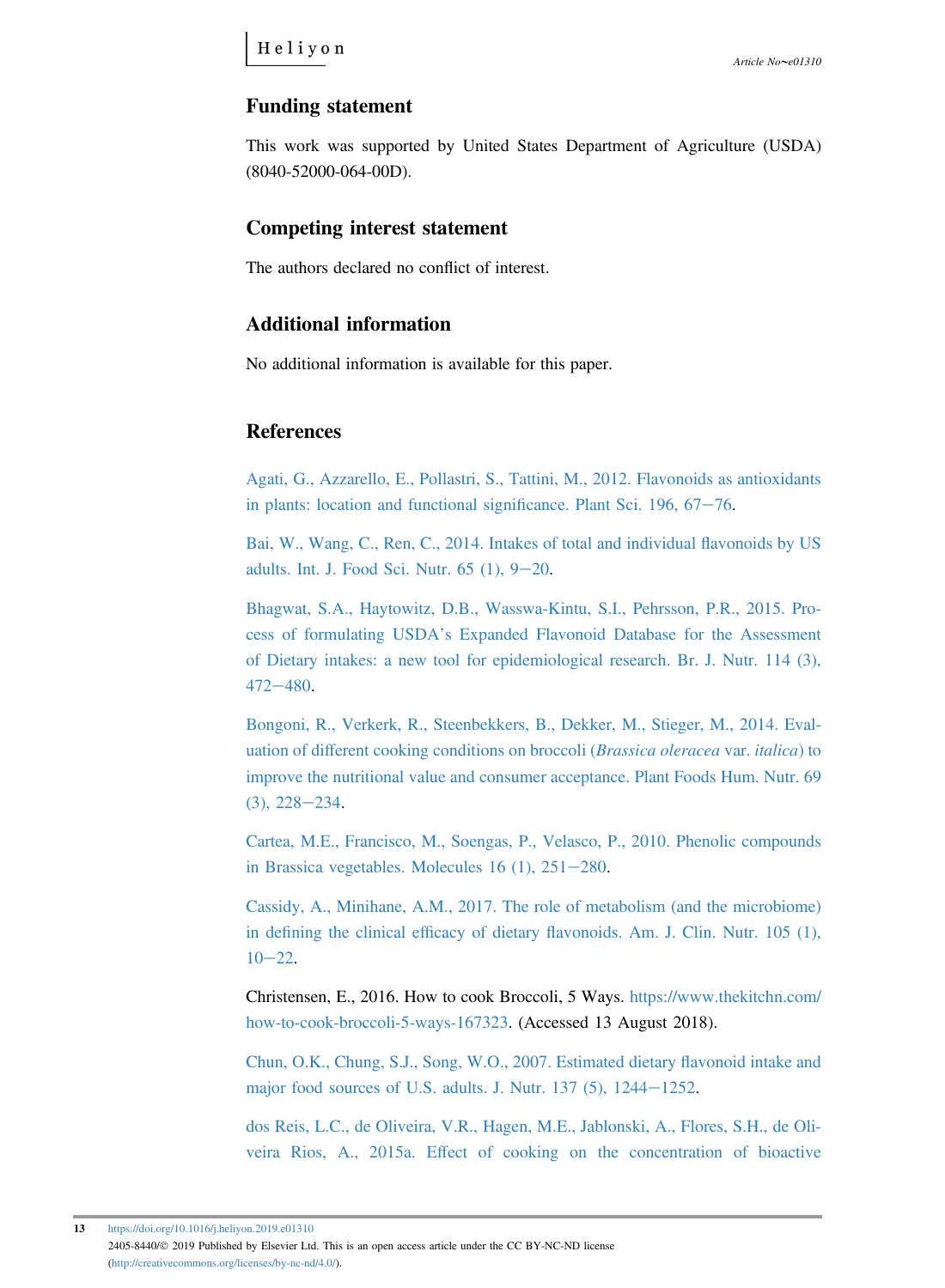## Funding statement

This work was supported by United States Department of Agriculture (USDA) (8040-52000-064-00D).

## Competing interest statement

The authors declared no conflict of interest.

## Additional information

No additional information is available for this paper.

## References

Agati, G., Azzarello, E., Pollastri, S., Tattini, M., 2012. Flavonoids as antioxidants in plants: location and functional significance. Plant Sci. 196, 67–76.

Bai, W., Wang, C., Ren, C., 2014. Intakes of total and individual flavonoids by US adults. Int. J. Food Sci. Nutr. 65 (1), 9–20.

Bhagwat, S.A., Haytowitz, D.B., Wasswa-Kintu, S.I., Pehrsson, P.R., 2015. Process of formulating USDA's Expanded Flavonoid Database for the Assessment of Dietary intakes: a new tool for epidemiological research. Br. J. Nutr. 114 (3), 472–480.

Bongoni, R., Verkerk, R., Steenbekkers, B., Dekker, M., Stieger, M., 2014. Evaluation of different cooking conditions on broccoli (*Brassica oleracea* var. *italica*) to improve the nutritional value and consumer acceptance. Plant Foods Hum. Nutr. 69 (3), 228–234.

Cartea, M.E., Francisco, M., Soengas, P., Velasco, P., 2010. Phenolic compounds in Brassica vegetables. Molecules 16 (1), 251–280.

Cassidy, A., Minihane, A.M., 2017. The role of metabolism (and the microbiome) in defining the clinical efficacy of dietary flavonoids. Am. J. Clin. Nutr. 105 (1), 10–22.

Christensen, E., 2016. How to cook Broccoli, 5 Ways. https://www.thekitchn.com/how-to-cook-broccoli-5-ways-167323. (Accessed 13 August 2018).

Chun, O.K., Chung, S.J., Song, W.O., 2007. Estimated dietary flavonoid intake and major food sources of U.S. adults. J. Nutr. 137 (5), 1244–1252.

dos Reis, L.C., de Oliveira, V.R., Hagen, M.E., Jablonski, A., Flores, S.H., de Oliveira Rios, A., 2015a. Effect of cooking on the concentration of bioactive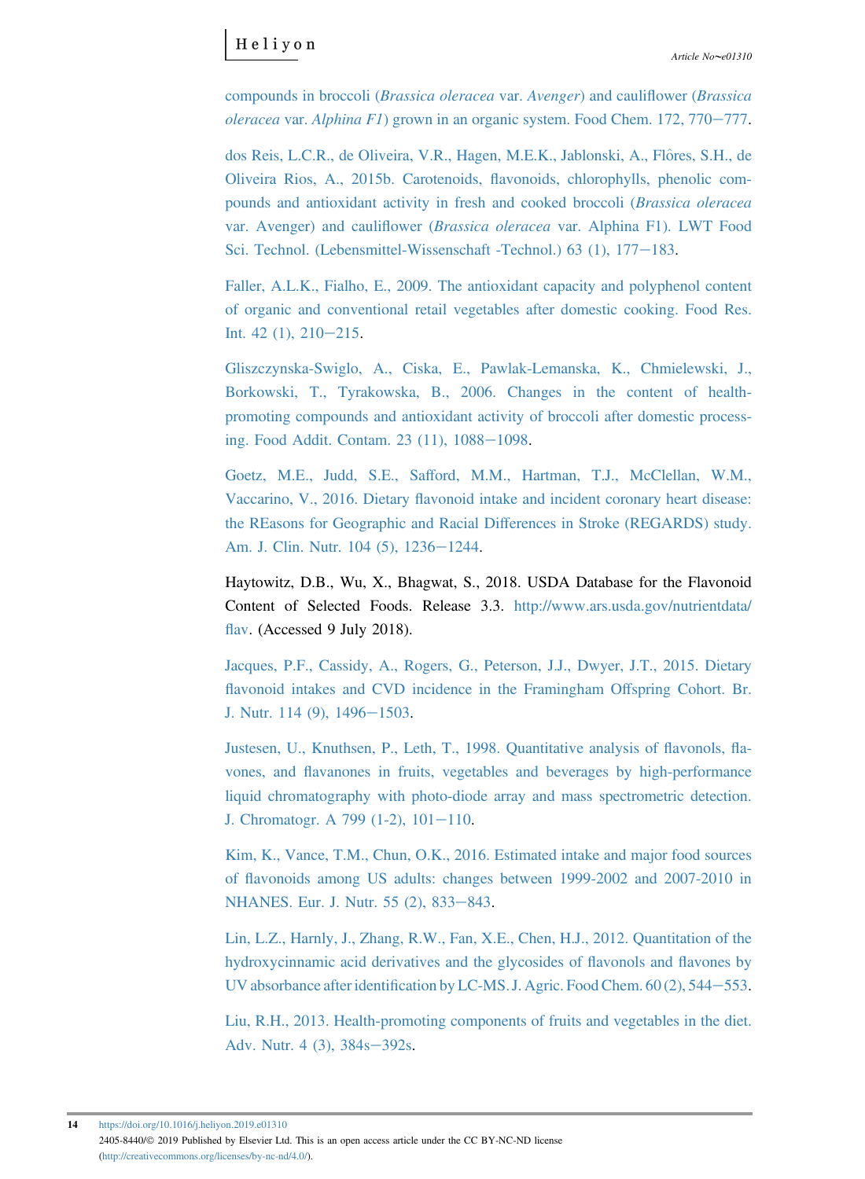compounds in broccoli (*Brassica oleracea* var. *Avenger*) and cauliflower (*Brassica oleracea* var. *Alphina F1*) grown in an organic system. Food Chem. 172, 770–777.

dos Reis, L.C.R., de Oliveira, V.R., Hagen, M.E.K., Jablonski, A., Flôres, S.H., de Oliveira Rios, A., 2015b. Carotenoids, flavonoids, chlorophylls, phenolic compounds and antioxidant activity in fresh and cooked broccoli (*Brassica oleracea* var. Avenger) and cauliflower (*Brassica oleracea* var. Alphina F1). LWT Food Sci. Technol. (Lebensmittel-Wissenschaft -Technol.) 63 (1), 177–183.

Faller, A.L.K., Fialho, E., 2009. The antioxidant capacity and polyphenol content of organic and conventional retail vegetables after domestic cooking. Food Res. Int. 42 (1), 210–215.

Gliszczynska-Swiglo, A., Ciska, E., Pawlak-Lemanska, K., Chmielewski, J., Borkowski, T., Tyrakowska, B., 2006. Changes in the content of health-promoting compounds and antioxidant activity of broccoli after domestic processing. Food Addit. Contam. 23 (11), 1088–1098.

Goetz, M.E., Judd, S.E., Safford, M.M., Hartman, T.J., McClellan, W.M., Vaccarino, V., 2016. Dietary flavonoid intake and incident coronary heart disease: the REasons for Geographic and Racial Differences in Stroke (REGARDS) study. Am. J. Clin. Nutr. 104 (5), 1236–1244.

Haytowitz, D.B., Wu, X., Bhagwat, S., 2018. USDA Database for the Flavonoid Content of Selected Foods. Release 3.3. http://www.ars.usda.gov/nutrientdata/flav. (Accessed 9 July 2018).

Jacques, P.F., Cassidy, A., Rogers, G., Peterson, J.J., Dwyer, J.T., 2015. Dietary flavonoid intakes and CVD incidence in the Framingham Offspring Cohort. Br. J. Nutr. 114 (9), 1496–1503.

Justesen, U., Knuthsen, P., Leth, T., 1998. Quantitative analysis of flavonols, flavones, and flavanones in fruits, vegetables and beverages by high-performance liquid chromatography with photo-diode array and mass spectrometric detection. J. Chromatogr. A 799 (1-2), 101–110.

Kim, K., Vance, T.M., Chun, O.K., 2016. Estimated intake and major food sources of flavonoids among US adults: changes between 1999-2002 and 2007-2010 in NHANES. Eur. J. Nutr. 55 (2), 833–843.

Lin, L.Z., Harnly, J., Zhang, R.W., Fan, X.E., Chen, H.J., 2012. Quantitation of the hydroxycinnamic acid derivatives and the glycosides of flavonols and flavones by UV absorbance after identification by LC-MS. J. Agric. Food Chem. 60 (2), 544–553.

Liu, R.H., 2013. Health-promoting components of fruits and vegetables in the diet. Adv. Nutr. 4 (3), 384s–392s.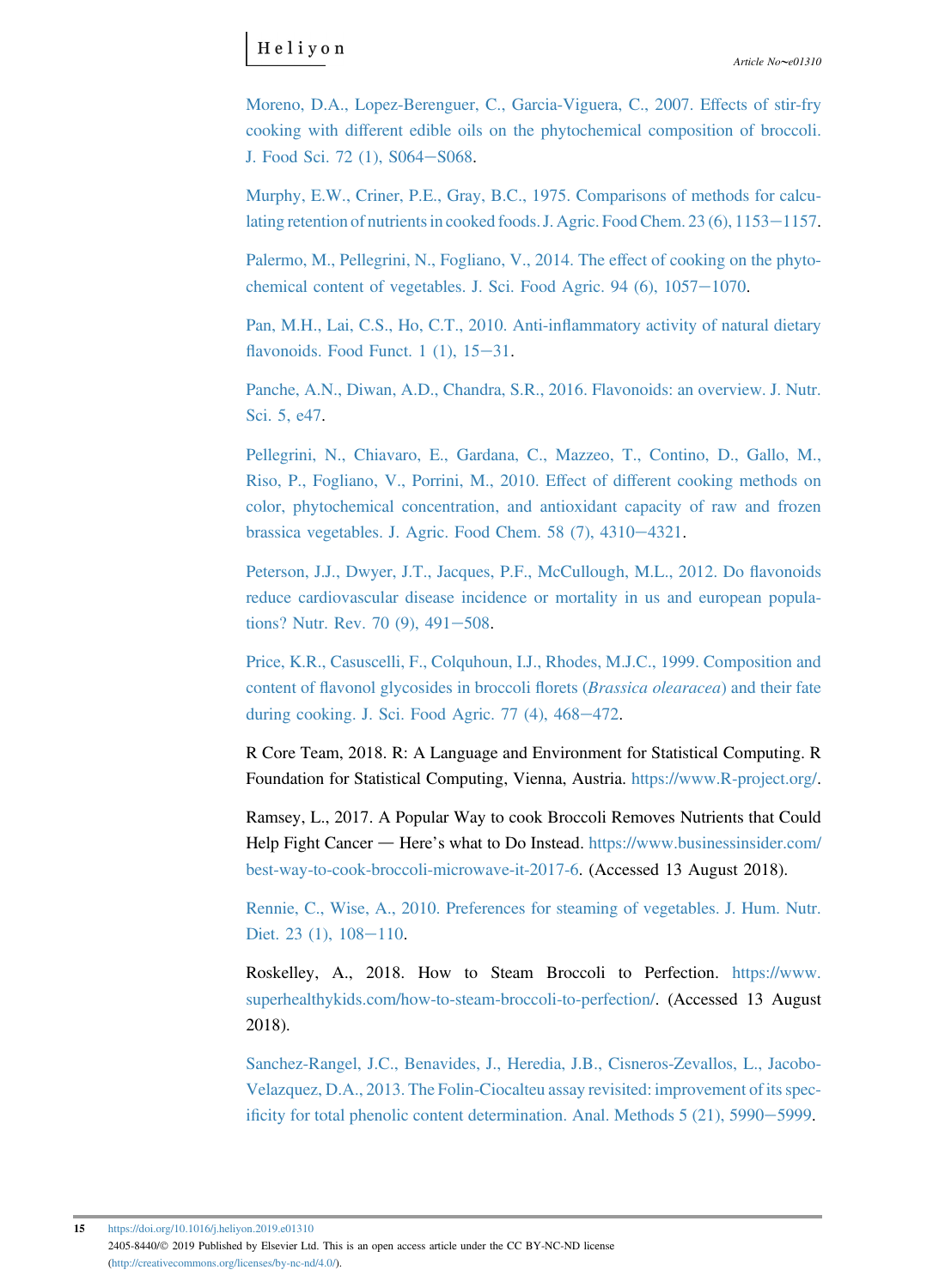Moreno, D.A., Lopez-Berenguer, C., Garcia-Viguera, C., 2007. Effects of stir-fry cooking with different edible oils on the phytochemical composition of broccoli. J. Food Sci. 72 (1), S064–S068.

Murphy, E.W., Criner, P.E., Gray, B.C., 1975. Comparisons of methods for calculating retention of nutrients in cooked foods. J. Agric. Food Chem. 23 (6), 1153–1157.

Palermo, M., Pellegrini, N., Fogliano, V., 2014. The effect of cooking on the phytochemical content of vegetables. J. Sci. Food Agric. 94 (6), 1057–1070.

Pan, M.H., Lai, C.S., Ho, C.T., 2010. Anti-inflammatory activity of natural dietary flavonoids. Food Funct. 1 (1), 15–31.

Panche, A.N., Diwan, A.D., Chandra, S.R., 2016. Flavonoids: an overview. J. Nutr. Sci. 5, e47.

Pellegrini, N., Chiavaro, E., Gardana, C., Mazzeo, T., Contino, D., Gallo, M., Riso, P., Fogliano, V., Porrini, M., 2010. Effect of different cooking methods on color, phytochemical concentration, and antioxidant capacity of raw and frozen brassica vegetables. J. Agric. Food Chem. 58 (7), 4310–4321.

Peterson, J.J., Dwyer, J.T., Jacques, P.F., McCullough, M.L., 2012. Do flavonoids reduce cardiovascular disease incidence or mortality in us and european populations? Nutr. Rev. 70 (9), 491–508.

Price, K.R., Casuscelli, F., Colquhoun, I.J., Rhodes, M.J.C., 1999. Composition and content of flavonol glycosides in broccoli florets (*Brassica olearacea*) and their fate during cooking. J. Sci. Food Agric. 77 (4), 468–472.

R Core Team, 2018. R: A Language and Environment for Statistical Computing. R Foundation for Statistical Computing, Vienna, Austria. https://www.R-project.org/.

Ramsey, L., 2017. A Popular Way to cook Broccoli Removes Nutrients that Could Help Fight Cancer — Here's what to Do Instead. https://www.businessinsider.com/best-way-to-cook-broccoli-microwave-it-2017-6. (Accessed 13 August 2018).

Rennie, C., Wise, A., 2010. Preferences for steaming of vegetables. J. Hum. Nutr. Diet. 23 (1), 108–110.

Roskelley, A., 2018. How to Steam Broccoli to Perfection. https://www.superhealthykids.com/how-to-steam-broccoli-to-perfection/. (Accessed 13 August 2018).

Sanchez-Rangel, J.C., Benavides, J., Heredia, J.B., Cisneros-Zevallos, L., Jacobo-Velazquez, D.A., 2013. The Folin-Ciocalteu assay revisited: improvement of its specificity for total phenolic content determination. Anal. Methods 5 (21), 5990–5999.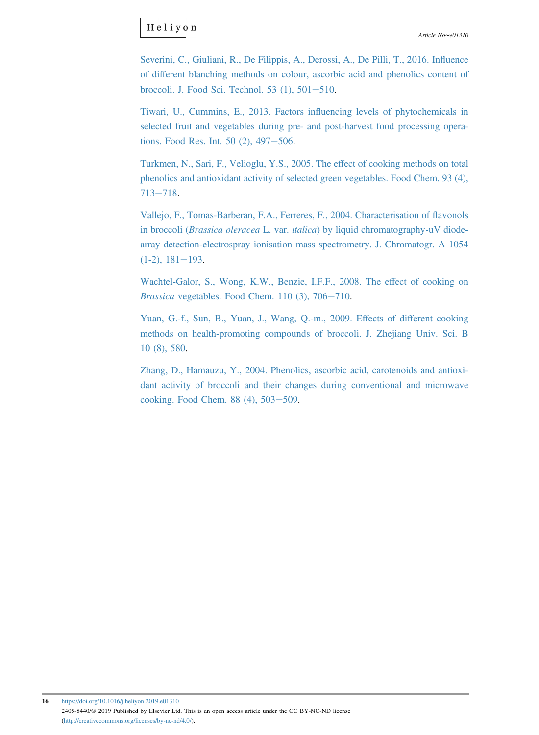Severini, C., Giuliani, R., De Filippis, A., Derossi, A., De Pilli, T., 2016. Influence of different blanching methods on colour, ascorbic acid and phenolics content of broccoli. J. Food Sci. Technol. 53 (1), 501−510.

Tiwari, U., Cummins, E., 2013. Factors influencing levels of phytochemicals in selected fruit and vegetables during pre- and post-harvest food processing operations. Food Res. Int. 50 (2), 497−506.

Turkmen, N., Sari, F., Velioglu, Y.S., 2005. The effect of cooking methods on total phenolics and antioxidant activity of selected green vegetables. Food Chem. 93 (4), 713−718.

Vallejo, F., Tomas-Barberan, F.A., Ferreres, F., 2004. Characterisation of flavonols in broccoli (*Brassica oleracea* L. var. *italica*) by liquid chromatography-uV diode-array detection-electrospray ionisation mass spectrometry. J. Chromatogr. A 1054 (1-2), 181−193.

Wachtel-Galor, S., Wong, K.W., Benzie, I.F.F., 2008. The effect of cooking on *Brassica* vegetables. Food Chem. 110 (3), 706−710.

Yuan, G.-f., Sun, B., Yuan, J., Wang, Q.-m., 2009. Effects of different cooking methods on health-promoting compounds of broccoli. J. Zhejiang Univ. Sci. B 10 (8), 580.

Zhang, D., Hamauzu, Y., 2004. Phenolics, ascorbic acid, carotenoids and antioxidant activity of broccoli and their changes during conventional and microwave cooking. Food Chem. 88 (4), 503−509.